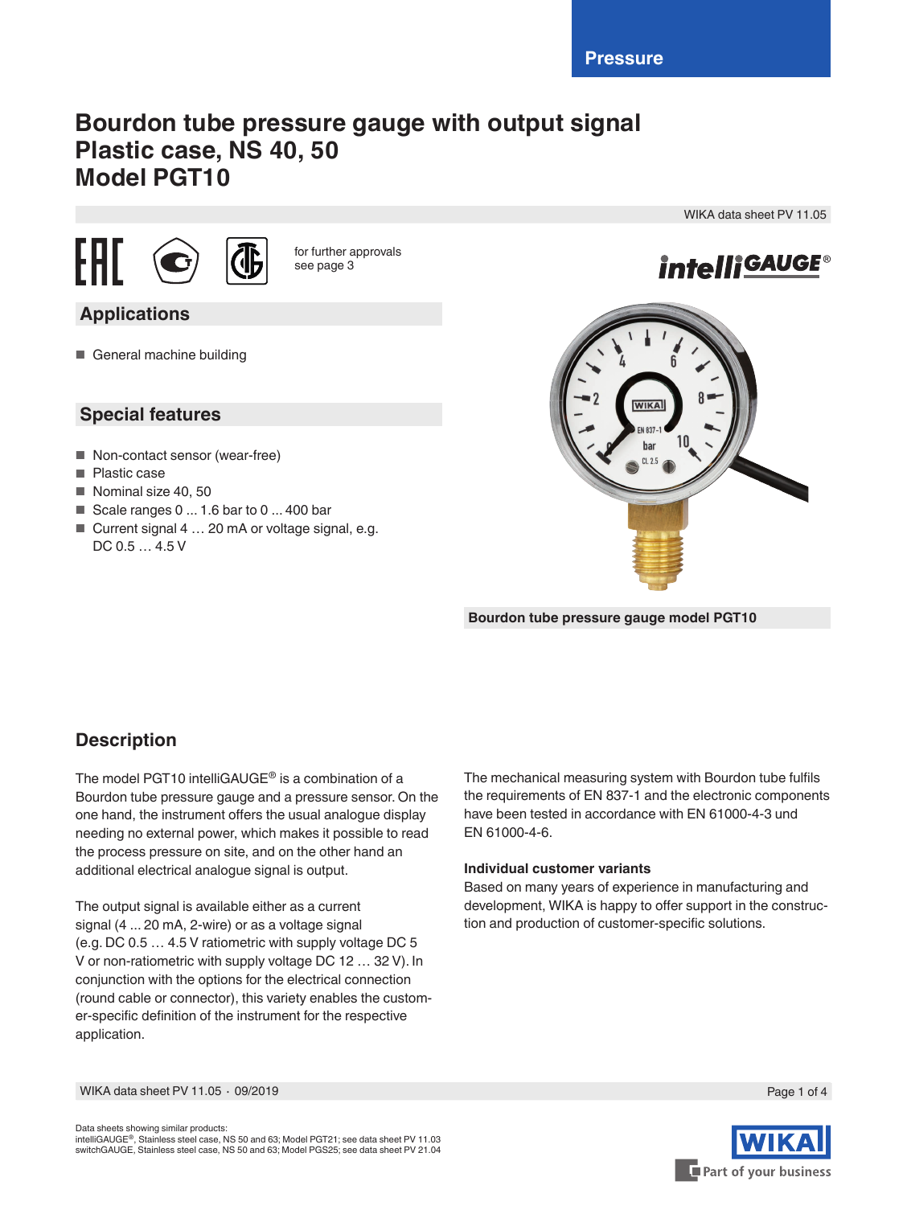Pressure

# Bourdon tube pressure gauge with output signal
# Plastic case, NS 40, 50
# Model PGT10

WIKA data sheet PV 11.05

for further approvals see page 3

## Applications

- General machine building

## Special features

- Non-contact sensor (wear-free)
- Plastic case
- Nominal size 40, 50
- Scale ranges 0 ... 1.6 bar to 0 ... 400 bar
- Current signal 4 … 20 mA or voltage signal, e.g. DC 0.5 … 4.5 V

Bourdon tube pressure gauge model PGT10

## Description

The model PGT10 intelliGAUGE® is a combination of a Bourdon tube pressure gauge and a pressure sensor. On the one hand, the instrument offers the usual analogue display needing no external power, which makes it possible to read the process pressure on site, and on the other hand an additional electrical analogue signal is output.

The output signal is available either as a current signal (4 ... 20 mA, 2-wire) or as a voltage signal (e.g. DC 0.5 … 4.5 V ratiometric with supply voltage DC 5 V or non-ratiometric with supply voltage DC 12 … 32 V). In conjunction with the options for the electrical connection (round cable or connector), this variety enables the customer-specific definition of the instrument for the respective application.

The mechanical measuring system with Bourdon tube fulfils the requirements of EN 837-1 and the electronic components have been tested in accordance with EN 61000-4-3 und EN 61000-4-6.

### Individual customer variants

Based on many years of experience in manufacturing and development, WIKA is happy to offer support in the construction and production of customer-specific solutions.

Data sheets showing similar products:
intelliGAUGE®, Stainless steel case, NS 50 and 63; Model PGT21; see data sheet PV 11.03
switchGAUGE, Stainless steel case, NS 50 and 63; Model PGS25; see data sheet PV 21.04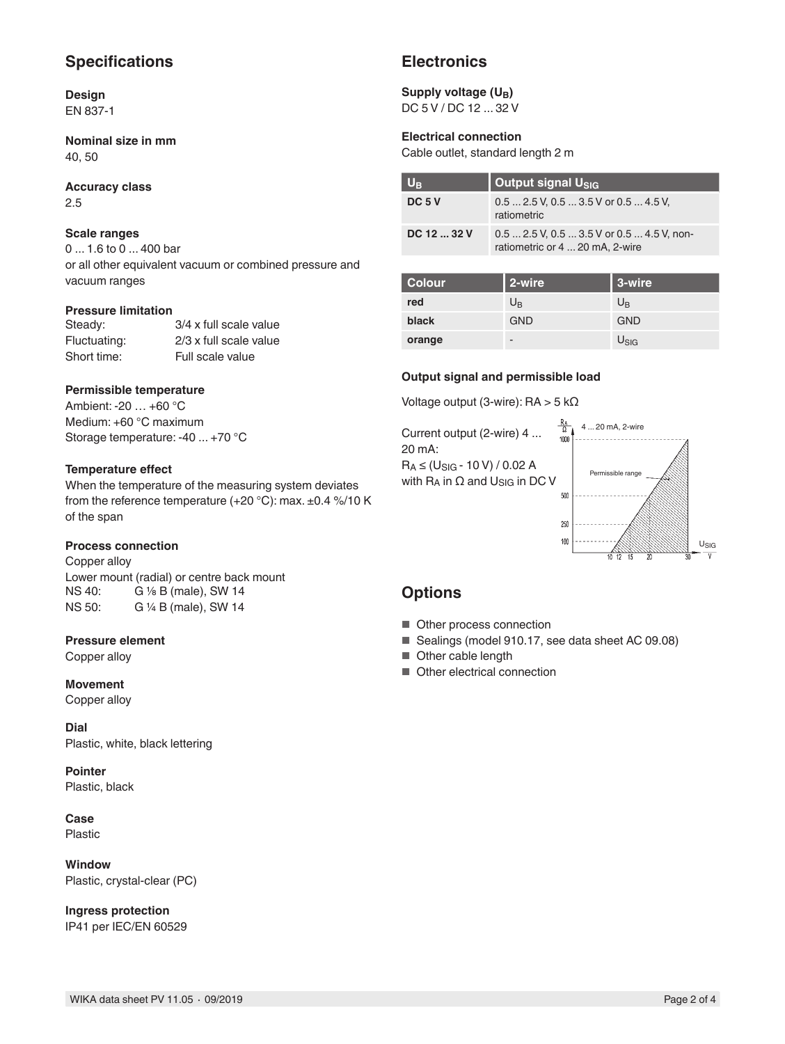## Specifications

**Design**
EN 837-1

**Nominal size in mm**
40, 50

**Accuracy class**
2.5

**Scale ranges**
0 ... 1.6 to 0 ... 400 bar
or all other equivalent vacuum or combined pressure and vacuum ranges

**Pressure limitation**

| | |
|---|---|
| Steady: | 3/4 x full scale value |
| Fluctuating: | 2/3 x full scale value |
| Short time: | Full scale value |

**Permissible temperature**
Ambient: -20 … +60 °C
Medium: +60 °C maximum
Storage temperature: -40 ... +70 °C

**Temperature effect**
When the temperature of the measuring system deviates from the reference temperature (+20 °C): max. ±0.4 %/10 K of the span

**Process connection**
Copper alloy
Lower mount (radial) or centre back mount

| | |
|---|---|
| NS 40: | G ⅛ B (male), SW 14 |
| NS 50: | G ¼ B (male), SW 14 |

**Pressure element**
Copper alloy

**Movement**
Copper alloy

**Dial**
Plastic, white, black lettering

**Pointer**
Plastic, black

**Case**
Plastic

**Window**
Plastic, crystal-clear (PC)

**Ingress protection**
IP41 per IEC/EN 60529

## Electronics

**Supply voltage ($U_B$)**
DC 5 V / DC 12 ... 32 V

**Electrical connection**
Cable outlet, standard length 2 m

| $U_B$ | Output signal $U_{SIG}$ |
|---|---|
| **DC 5 V** | 0.5 ... 2.5 V, 0.5 ... 3.5 V or 0.5 ... 4.5 V, ratiometric |
| **DC 12 ... 32 V** | 0.5 ... 2.5 V, 0.5 ... 3.5 V or 0.5 ... 4.5 V, non-ratiometric or 4 ... 20 mA, 2-wire |

| Colour | 2-wire | 3-wire |
|---|---|---|
| **red** | $U_B$ | $U_B$ |
| **black** | GND | GND |
| **orange** | - | $U_{SIG}$ |

**Output signal and permissible load**

Voltage output (3-wire): RA > 5 kΩ

Current output (2-wire) 4 ... 20 mA:
$R_A \leq (U_{SIG} - 10\text{ V}) / 0.02\text{ A}$
with $R_A$ in Ω and $U_{SIG}$ in DC V

## Options

- Other process connection
- Sealings (model 910.17, see data sheet AC 09.08)
- Other cable length
- Other electrical connection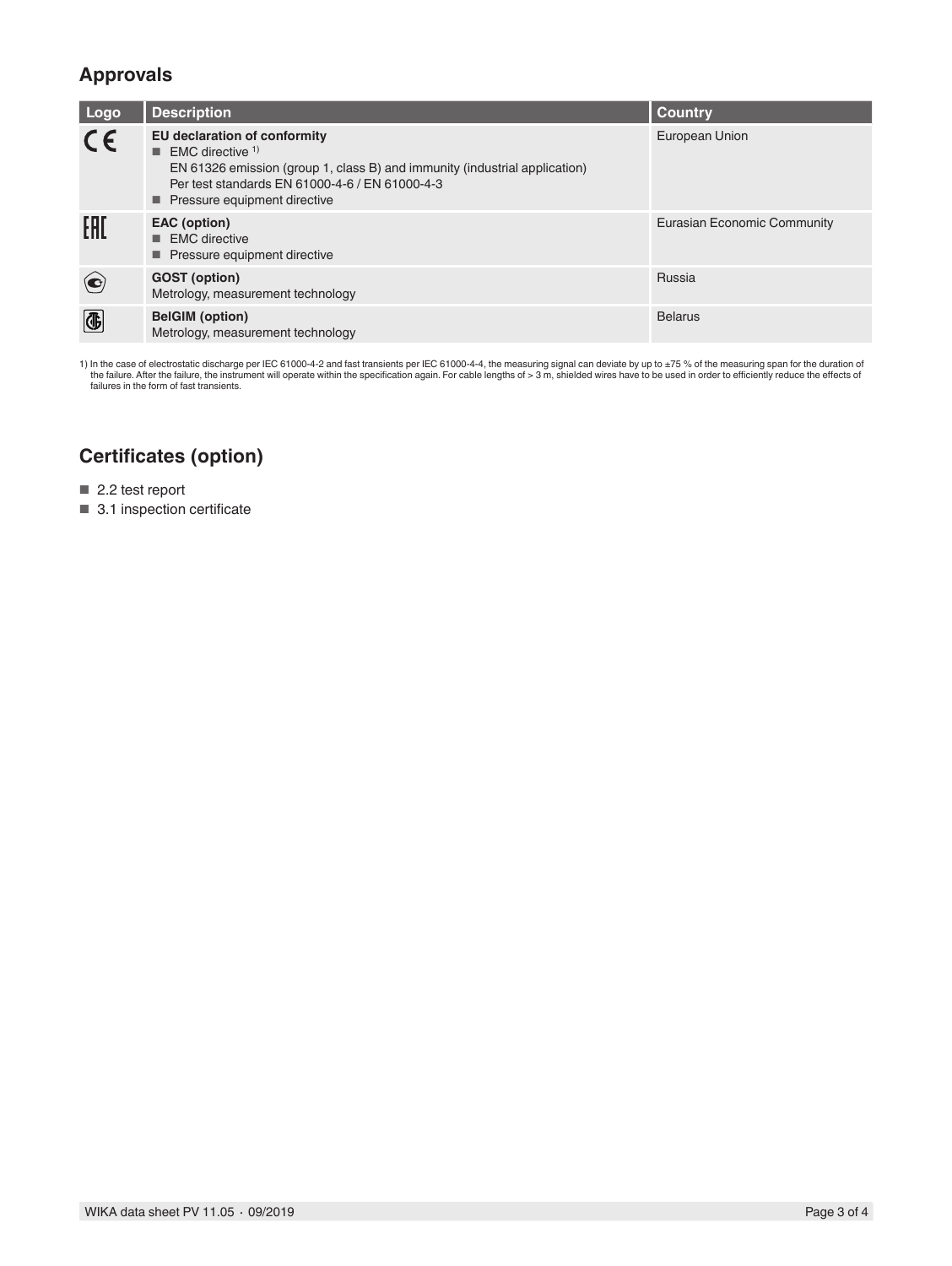## Approvals

| Logo | Description | Country |
|---|---|---|
| CE | **EU declaration of conformity**<br>■ EMC directive [1)]<br>EN 61326 emission (group 1, class B) and immunity (industrial application)<br>Per test standards EN 61000-4-6 / EN 61000-4-3<br>■ Pressure equipment directive | European Union |
| EAC | **EAC (option)**<br>■ EMC directive<br>■ Pressure equipment directive | Eurasian Economic Community |
|  | **GOST (option)**<br>Metrology, measurement technology | Russia |
|  | **BelGIM (option)**<br>Metrology, measurement technology | Belarus |

1) In the case of electrostatic discharge per IEC 61000-4-2 and fast transients per IEC 61000-4-4, the measuring signal can deviate by up to ±75 % of the measuring span for the duration of the failure. After the failure, the instrument will operate within the specification again. For cable lengths of > 3 m, shielded wires have to be used in order to efficiently reduce the effects of failures in the form of fast transients.

## Certificates (option)

- 2.2 test report
- 3.1 inspection certificate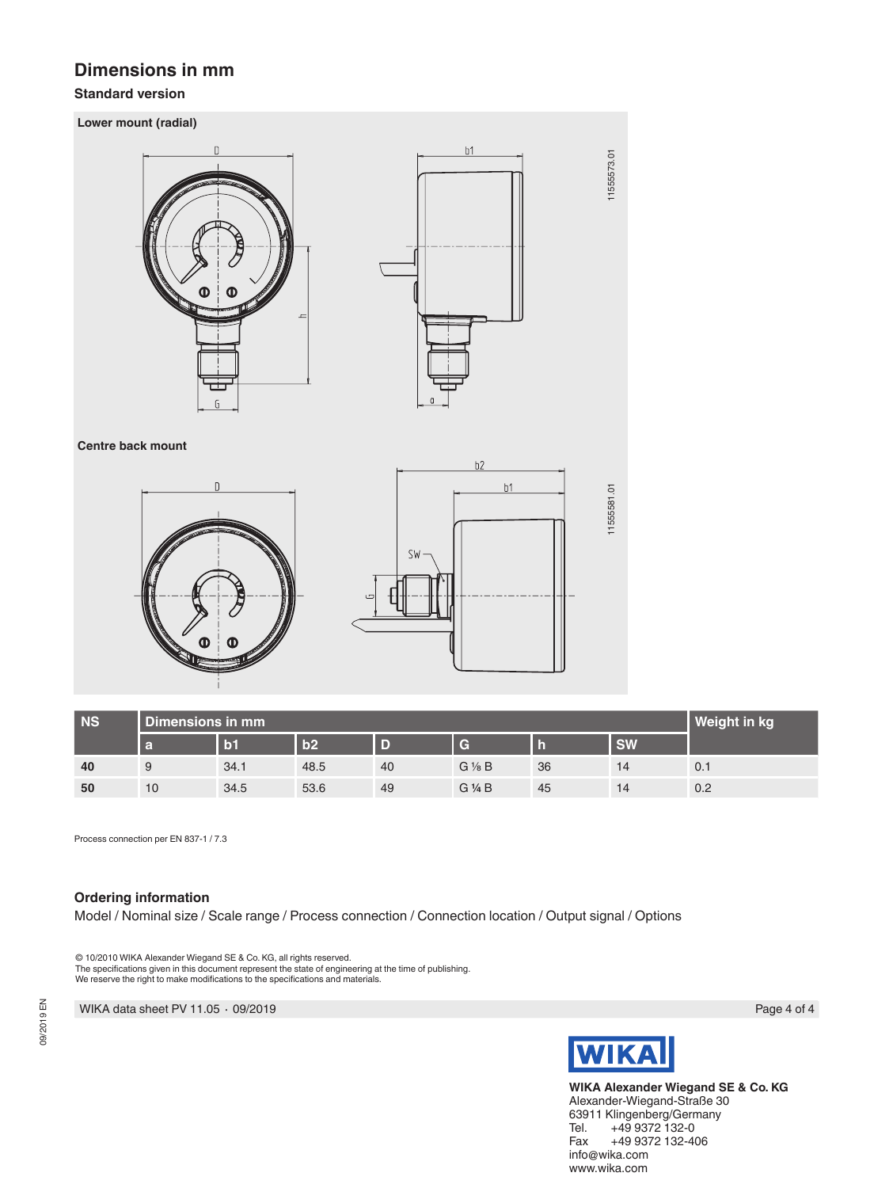## Dimensions in mm

### Standard version

**Lower mount (radial)**

D

b1

h

G

a

11555573.01

**Centre back mount**

D

b2

b1

SW

G

11555581.01

| NS | Dimensions in mm | | | | | | | Weight in kg |
|---|---|---|---|---|---|---|---|---|
| | a | b1 | b2 | D | G | h | SW | |
| **40** | 9 | 34.1 | 48.5 | 40 | G ⅛ B | 36 | 14 | 0.1 |
| **50** | 10 | 34.5 | 53.6 | 49 | G ¼ B | 45 | 14 | 0.2 |

Process connection per EN 837-1 / 7.3

### Ordering information

Model / Nominal size / Scale range / Process connection / Connection location / Output signal / Options

© 10/2010 WIKA Alexander Wiegand SE & Co. KG, all rights reserved.
The specifications given in this document represent the state of engineering at the time of publishing.
We reserve the right to make modifications to the specifications and materials.

**WIKA Alexander Wiegand SE & Co. KG**
Alexander-Wiegand-Straße 30
63911 Klingenberg/Germany
Tel. +49 9372 132-0
Fax +49 9372 132-406
info@wika.com
www.wika.com